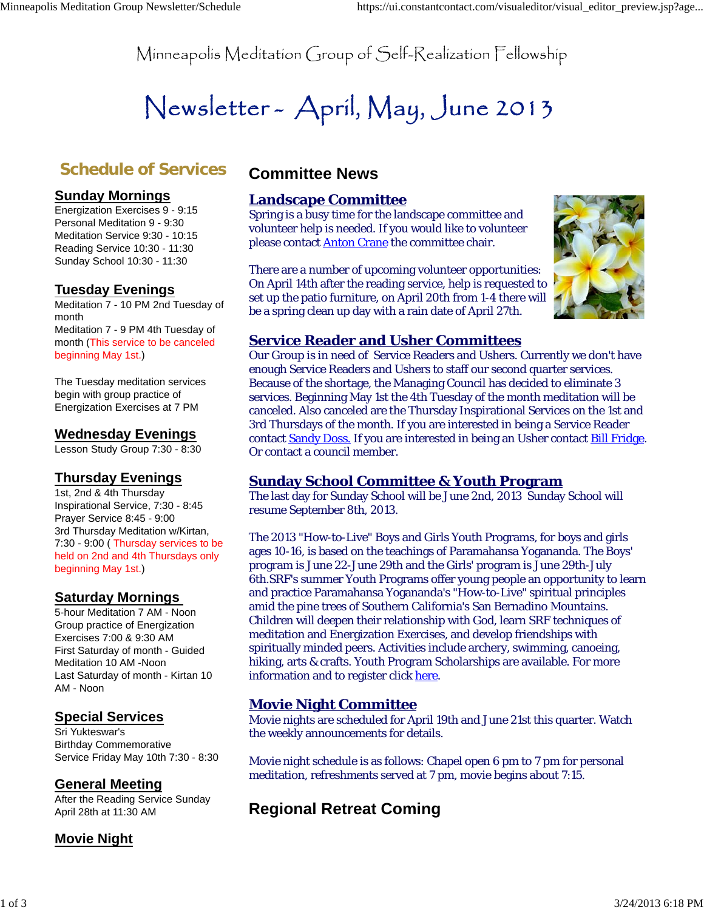Minneapolis Meditation Group of Self-Realization Fellowship

# Newsletter - April, May, June 2013

## Schedule of Services

### Sunday Mornings

Energization Exercises 9 - 9:15
Personal Meditation 9 - 9:30
Meditation Service 9:30 - 10:15
Reading Service 10:30 - 11:30
Sunday School 10:30 - 11:30

### Tuesday Evenings

Meditation 7 - 10 PM 2nd Tuesday of month
Meditation 7 - 9 PM 4th Tuesday of month (This service to be canceled beginning May 1st.)

The Tuesday meditation services begin with group practice of Energization Exercises at 7 PM

### Wednesday Evenings

Lesson Study Group 7:30 - 8:30

### Thursday Evenings

1st, 2nd & 4th Thursday
Inspirational Service, 7:30 - 8:45
Prayer Service 8:45 - 9:00
3rd Thursday Meditation w/Kirtan, 7:30 - 9:00 ( Thursday services to be held on 2nd and 4th Thursdays only beginning May 1st.)

### Saturday Mornings

5-hour Meditation 7 AM - Noon
Group practice of Energization Exercises 7:00 & 9:30 AM
First Saturday of month - Guided Meditation 10 AM -Noon
Last Saturday of month - Kirtan 10 AM - Noon

### Special Services

Sri Yukteswar's Birthday Commemorative Service Friday May 10th 7:30 - 8:30

### General Meeting

After the Reading Service Sunday April 28th at 11:30 AM

### Movie Night

## Committee News

### Landscape Committee

Spring is a busy time for the landscape committee and volunteer help is needed. If you would like to volunteer please contact Anton Crane the committee chair.

There are a number of upcoming volunteer opportunities: On April 14th after the reading service, help is requested to set up the patio furniture, on April 20th from 1-4 there will be a spring clean up day with a rain date of April 27th.

### Service Reader and Usher Committees

Our Group is in need of Service Readers and Ushers. Currently we don't have enough Service Readers and Ushers to staff our second quarter services. Because of the shortage, the Managing Council has decided to eliminate 3 services. Beginning May 1st the 4th Tuesday of the month meditation will be canceled. Also canceled are the Thursday Inspirational Services on the 1st and 3rd Thursdays of the month. If you are interested in being a Service Reader contact Sandy Doss. If you are interested in being an Usher contact Bill Fridge. Or contact a council member.

### Sunday School Committee & Youth Program

The last day for Sunday School will be June 2nd, 2013 Sunday School will resume September 8th, 2013.

The 2013 "How-to-Live" Boys and Girls Youth Programs, for boys and girls ages 10-16, is based on the teachings of Paramahansa Yogananda. The Boys' program is June 22-June 29th and the Girls' program is June 29th-July 6th.SRF's summer Youth Programs offer young people an opportunity to learn and practice Paramahansa Yogananda's "How-to-Live" spiritual principles amid the pine trees of Southern California's San Bernadino Mountains. Children will deepen their relationship with God, learn SRF techniques of meditation and Energization Exercises, and develop friendships with spiritually minded peers. Activities include archery, swimming, canoeing, hiking, arts & crafts. Youth Program Scholarships are available. For more information and to register click here.

### Movie Night Committee

Movie nights are scheduled for April 19th and June 21st this quarter. Watch the weekly announcements for details.

Movie night schedule is as follows: Chapel open 6 pm to 7 pm for personal meditation, refreshments served at 7 pm, movie begins about 7:15.

## Regional Retreat Coming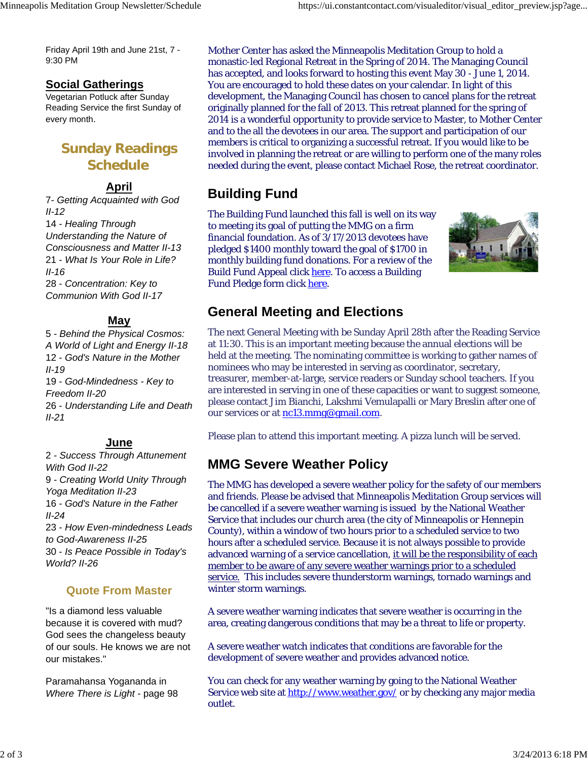Friday April 19th and June 21st, 7 - 9:30 PM

## Social Gatherings

Vegetarian Potluck after Sunday Reading Service the first Sunday of every month.

## Sunday Readings Schedule

### April

7- *Getting Acquainted with God II-12*
14 - *Healing Through Understanding the Nature of Consciousness and Matter II-13*
21 - *What Is Your Role in Life? II-16*
28 - *Concentration: Key to Communion With God II-17*

### May

5 - *Behind the Physical Cosmos: A World of Light and Energy II-18*
12 - *God's Nature in the Mother II-19*
19 - *God-Mindedness - Key to Freedom II-20*
26 - *Understanding Life and Death II-21*

### June

2 - *Success Through Attunement With God II-22*
9 - *Creating World Unity Through Yoga Meditation II-23*
16 - *God's Nature in the Father II-24*
23 - *How Even-mindedness Leads to God-Awareness II-25*
30 - *Is Peace Possible in Today's World? II-26*

### Quote From Master

"Is a diamond less valuable because it is covered with mud? God sees the changeless beauty of our souls. He knows we are not our mistakes."

Paramahansa Yogananda in *Where There is Light* - page 98

Mother Center has asked the Minneapolis Meditation Group to hold a monastic-led Regional Retreat in the Spring of 2014. The Managing Council has accepted, and looks forward to hosting this event May 30 - June 1, 2014. You are encouraged to hold these dates on your calendar. In light of this development, the Managing Council has chosen to cancel plans for the retreat originally planned for the fall of 2013. This retreat planned for the spring of 2014 is a wonderful opportunity to provide service to Master, to Mother Center and to the all the devotees in our area. The support and participation of our members is critical to organizing a successful retreat. If you would like to be involved in planning the retreat or are willing to perform one of the many roles needed during the event, please contact Michael Rose, the retreat coordinator.

## Building Fund

The Building Fund launched this fall is well on its way to meeting its goal of putting the MMG on a firm financial foundation. As of 3/17/2013 devotees have pledged $1400 monthly toward the goal of $1700 in monthly building fund donations. For a review of the Build Fund Appeal click here. To access a Building Fund Pledge form click here.

## General Meeting and Elections

The next General Meeting with be Sunday April 28th after the Reading Service at 11:30. This is an important meeting because the annual elections will be held at the meeting. The nominating committee is working to gather names of nominees who may be interested in serving as coordinator, secretary, treasurer, member-at-large, service readers or Sunday school teachers. If you are interested in serving in one of these capacities or want to suggest someone, please contact Jim Bianchi, Lakshmi Vemulapalli or Mary Breslin after one of our services or at nc13.mmg@gmail.com.

Please plan to attend this important meeting. A pizza lunch will be served.

## MMG Severe Weather Policy

The MMG has developed a severe weather policy for the safety of our members and friends. Please be advised that Minneapolis Meditation Group services will be cancelled if a severe weather warning is issued by the National Weather Service that includes our church area (the city of Minneapolis or Hennepin County), within a window of two hours prior to a scheduled service to two hours after a scheduled service. Because it is not always possible to provide advanced warning of a service cancellation, it will be the responsibility of each member to be aware of any severe weather warnings prior to a scheduled service. This includes severe thunderstorm warnings, tornado warnings and winter storm warnings.

A severe weather warning indicates that severe weather is occurring in the area, creating dangerous conditions that may be a threat to life or property.

A severe weather watch indicates that conditions are favorable for the development of severe weather and provides advanced notice.

You can check for any weather warning by going to the National Weather Service web site at http://www.weather.gov/ or by checking any major media outlet.